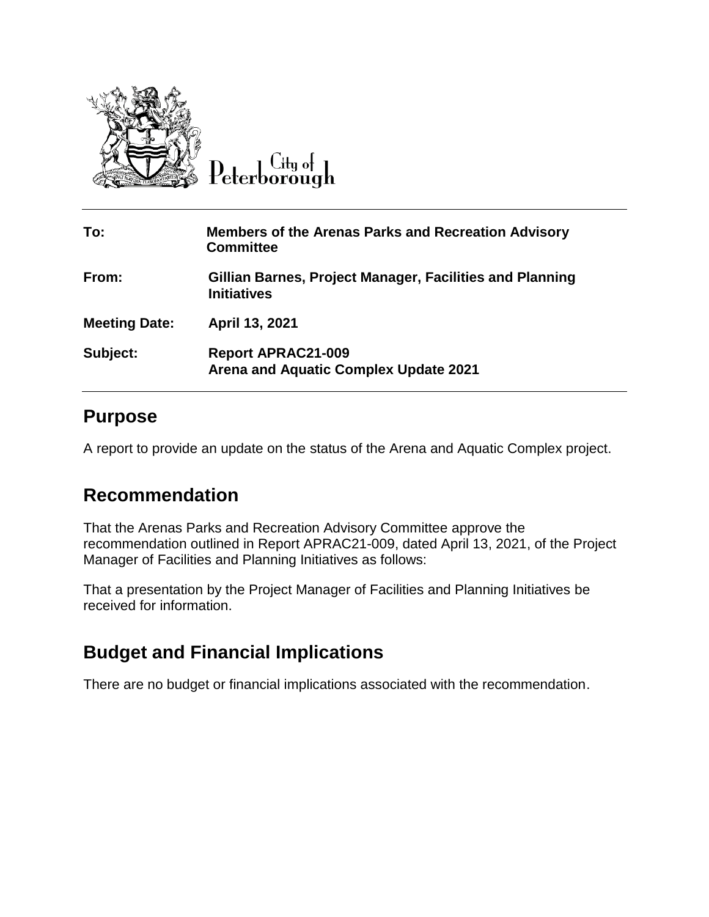City of Peterborough

| | |
|---|---|
| **To:** | **Members of the Arenas Parks and Recreation Advisory Committee** |
| **From:** | **Gillian Barnes, Project Manager, Facilities and Planning Initiatives** |
| **Meeting Date:** | **April 13, 2021** |
| **Subject:** | **Report APRAC21-009**<br>**Arena and Aquatic Complex Update 2021** |

## Purpose

A report to provide an update on the status of the Arena and Aquatic Complex project.

## Recommendation

That the Arenas Parks and Recreation Advisory Committee approve the recommendation outlined in Report APRAC21-009, dated April 13, 2021, of the Project Manager of Facilities and Planning Initiatives as follows:

That a presentation by the Project Manager of Facilities and Planning Initiatives be received for information.

## Budget and Financial Implications

There are no budget or financial implications associated with the recommendation.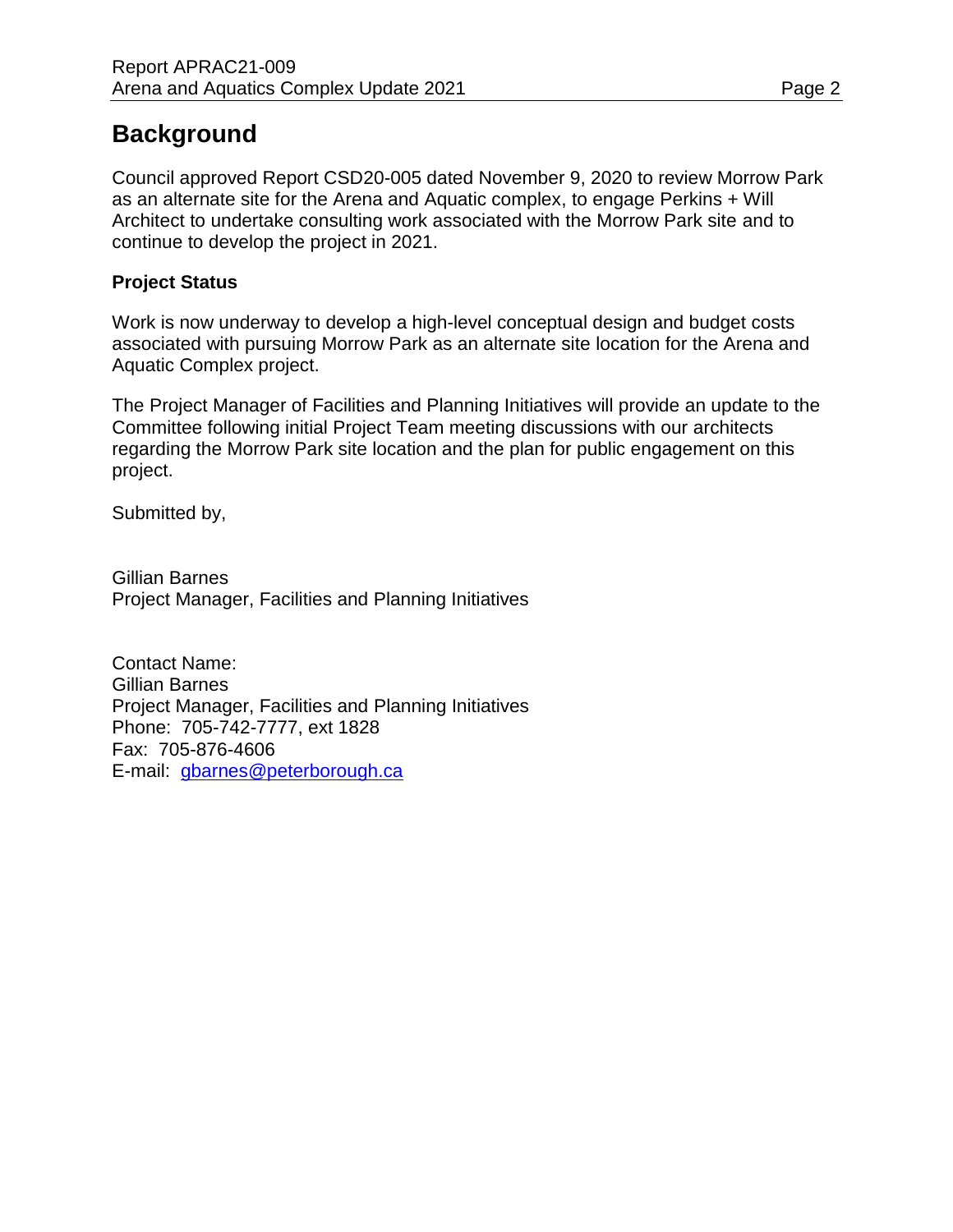## Background

Council approved Report CSD20-005 dated November 9, 2020 to review Morrow Park as an alternate site for the Arena and Aquatic complex, to engage Perkins + Will Architect to undertake consulting work associated with the Morrow Park site and to continue to develop the project in 2021.

### Project Status

Work is now underway to develop a high-level conceptual design and budget costs associated with pursuing Morrow Park as an alternate site location for the Arena and Aquatic Complex project.

The Project Manager of Facilities and Planning Initiatives will provide an update to the Committee following initial Project Team meeting discussions with our architects regarding the Morrow Park site location and the plan for public engagement on this project.

Submitted by,

Gillian Barnes
Project Manager, Facilities and Planning Initiatives

Contact Name:
Gillian Barnes
Project Manager, Facilities and Planning Initiatives
Phone: 705-742-7777, ext 1828
Fax: 705-876-4606
E-mail: gbarnes@peterborough.ca